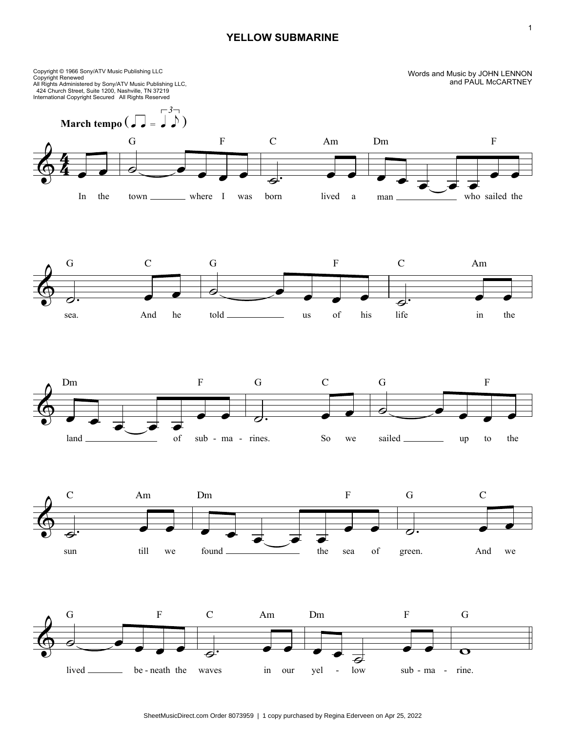# YELLOW SUBMARINE

Copyright © 1966 Sony/ATV Music Publishing LLC
Copyright Renewed
All Rights Administered by Sony/ATV Music Publishing LLC,
424 Church Street, Suite 1200, Nashville, TN 37219
International Copyright Secured All Rights Reserved

Words and Music by JOHN LENNON
and PAUL McCARTNEY

**March tempo**

G F C Am Dm F
In the town where I was born lived a man who sailed the

G C G F C Am
sea. And he told us of his life in the

Dm F G C G F
land of sub - ma - rines. So we sailed up to the

C Am Dm F G C
sun till we found the sea of green. And we

G F C Am Dm F G
lived be - neath the waves in our yel - low sub - ma - rine.

SheetMusicDirect.com Order 8073959 | 1 copy purchased by Regina Ederveen on Apr 25, 2022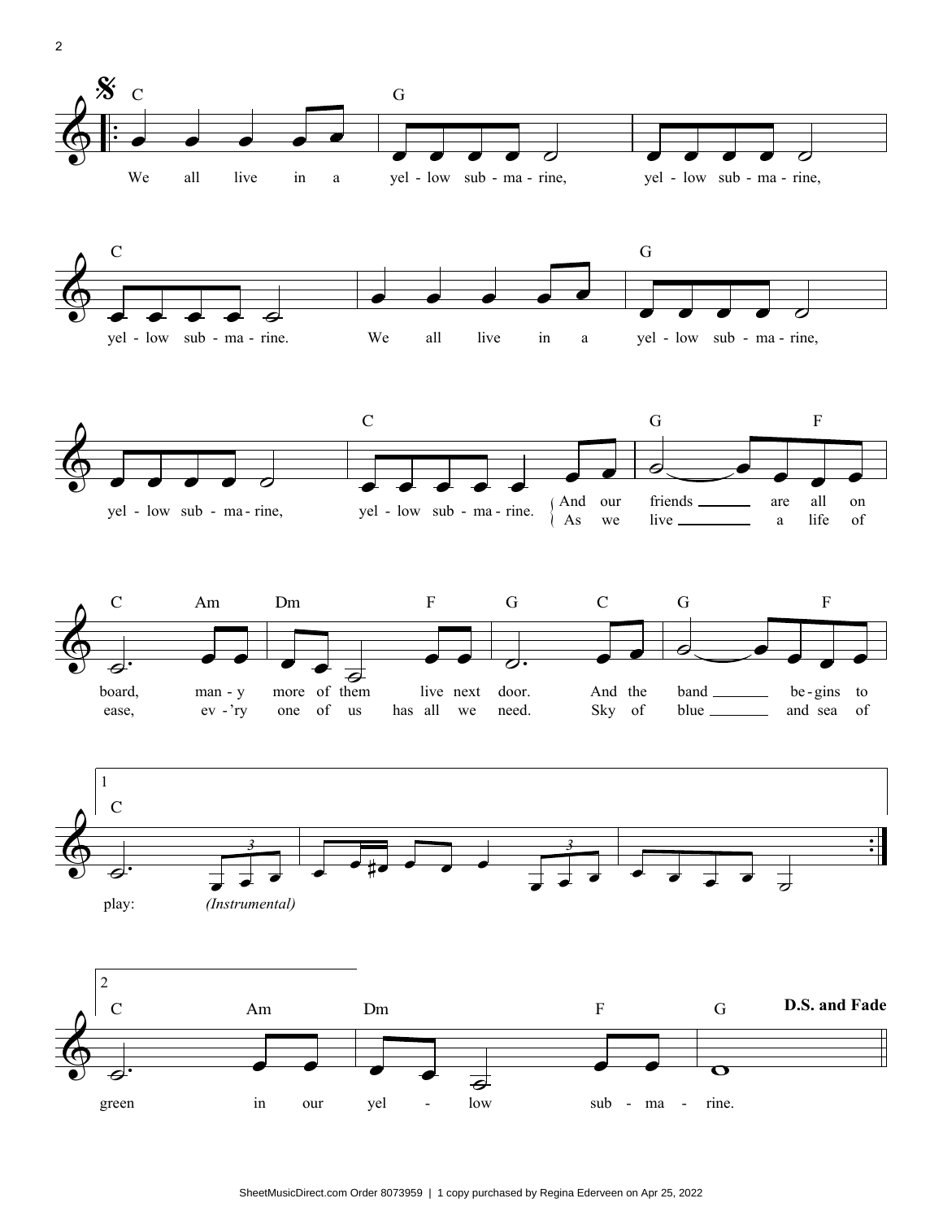C G
We all live in a yel - low sub - ma - rine, yel - low sub - ma - rine,

C G
yel - low sub - ma - rine. We all live in a yel - low sub - ma - rine,

C G F
yel - low sub - ma - rine, yel - low sub - ma - rine. And our friends are all on
As we live a life of

C Am Dm F G C G F
board, man - y more of them live next door. And the band be - gins to
ease, ev - 'ry one of us has all we need. Sky of blue and sea of

1
C
play: *(Instrumental)*

2
C Am Dm F G
green in our yel - low sub - ma - rine.

**D.S. and Fade**